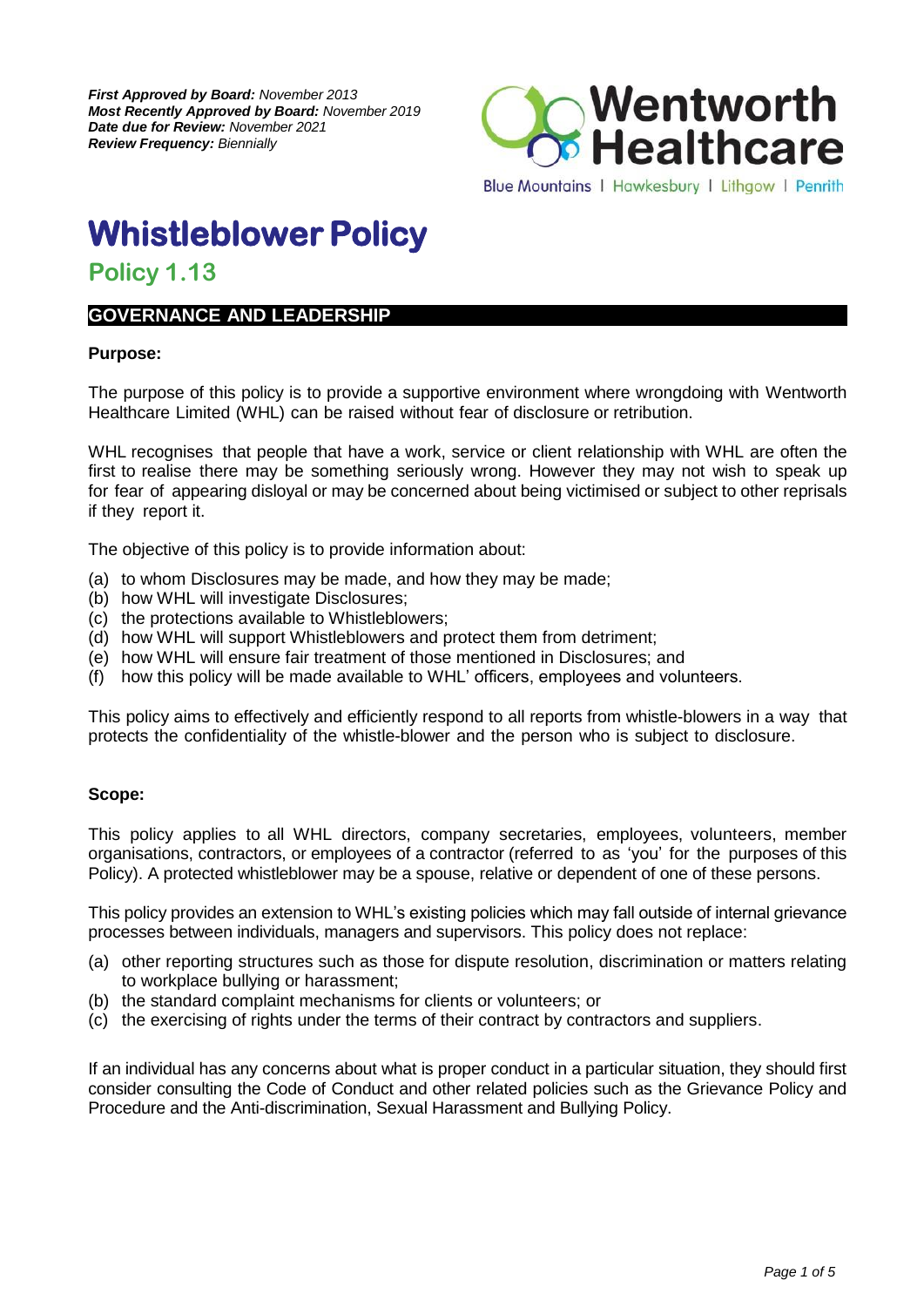***First Approved by Board:*** *November 2013*
***Most Recently Approved by Board:*** *November 2019*
***Date due for Review:*** *November 2021*
***Review Frequency:*** *Biennially*

Wentworth Healthcare

Blue Mountains | Hawkesbury | Lithgow | Penrith

# Whistleblower Policy

## Policy 1.13

### GOVERNANCE AND LEADERSHIP

**Purpose:**

The purpose of this policy is to provide a supportive environment where wrongdoing with Wentworth Healthcare Limited (WHL) can be raised without fear of disclosure or retribution.

WHL recognises that people that have a work, service or client relationship with WHL are often the first to realise there may be something seriously wrong. However they may not wish to speak up for fear of appearing disloyal or may be concerned about being victimised or subject to other reprisals if they report it.

The objective of this policy is to provide information about:

(a) to whom Disclosures may be made, and how they may be made;
(b) how WHL will investigate Disclosures;
(c) the protections available to Whistleblowers;
(d) how WHL will support Whistleblowers and protect them from detriment;
(e) how WHL will ensure fair treatment of those mentioned in Disclosures; and
(f) how this policy will be made available to WHL' officers, employees and volunteers.

This policy aims to effectively and efficiently respond to all reports from whistle-blowers in a way that protects the confidentiality of the whistle-blower and the person who is subject to disclosure.

**Scope:**

This policy applies to all WHL directors, company secretaries, employees, volunteers, member organisations, contractors, or employees of a contractor (referred to as 'you' for the purposes of this Policy). A protected whistleblower may be a spouse, relative or dependent of one of these persons.

This policy provides an extension to WHL's existing policies which may fall outside of internal grievance processes between individuals, managers and supervisors. This policy does not replace:

(a) other reporting structures such as those for dispute resolution, discrimination or matters relating to workplace bullying or harassment;
(b) the standard complaint mechanisms for clients or volunteers; or
(c) the exercising of rights under the terms of their contract by contractors and suppliers.

If an individual has any concerns about what is proper conduct in a particular situation, they should first consider consulting the Code of Conduct and other related policies such as the Grievance Policy and Procedure and the Anti-discrimination, Sexual Harassment and Bullying Policy.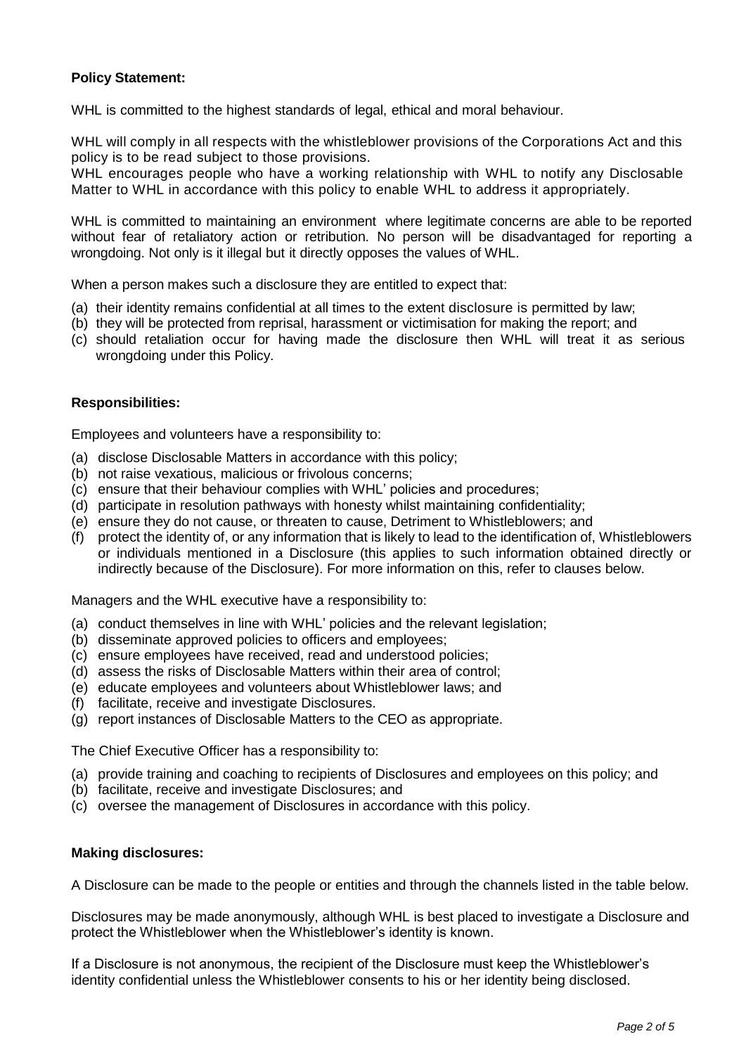**Policy Statement:**

WHL is committed to the highest standards of legal, ethical and moral behaviour.

WHL will comply in all respects with the whistleblower provisions of the Corporations Act and this policy is to be read subject to those provisions.
WHL encourages people who have a working relationship with WHL to notify any Disclosable Matter to WHL in accordance with this policy to enable WHL to address it appropriately.

WHL is committed to maintaining an environment where legitimate concerns are able to be reported without fear of retaliatory action or retribution. No person will be disadvantaged for reporting a wrongdoing. Not only is it illegal but it directly opposes the values of WHL.

When a person makes such a disclosure they are entitled to expect that:

(a) their identity remains confidential at all times to the extent disclosure is permitted by law;
(b) they will be protected from reprisal, harassment or victimisation for making the report; and
(c) should retaliation occur for having made the disclosure then WHL will treat it as serious wrongdoing under this Policy.

**Responsibilities:**

Employees and volunteers have a responsibility to:

(a) disclose Disclosable Matters in accordance with this policy;
(b) not raise vexatious, malicious or frivolous concerns;
(c) ensure that their behaviour complies with WHL' policies and procedures;
(d) participate in resolution pathways with honesty whilst maintaining confidentiality;
(e) ensure they do not cause, or threaten to cause, Detriment to Whistleblowers; and
(f) protect the identity of, or any information that is likely to lead to the identification of, Whistleblowers or individuals mentioned in a Disclosure (this applies to such information obtained directly or indirectly because of the Disclosure). For more information on this, refer to clauses below.

Managers and the WHL executive have a responsibility to:

(a) conduct themselves in line with WHL' policies and the relevant legislation;
(b) disseminate approved policies to officers and employees;
(c) ensure employees have received, read and understood policies;
(d) assess the risks of Disclosable Matters within their area of control;
(e) educate employees and volunteers about Whistleblower laws; and
(f) facilitate, receive and investigate Disclosures.
(g) report instances of Disclosable Matters to the CEO as appropriate.

The Chief Executive Officer has a responsibility to:

(a) provide training and coaching to recipients of Disclosures and employees on this policy; and
(b) facilitate, receive and investigate Disclosures; and
(c) oversee the management of Disclosures in accordance with this policy.

**Making disclosures:**

A Disclosure can be made to the people or entities and through the channels listed in the table below.

Disclosures may be made anonymously, although WHL is best placed to investigate a Disclosure and protect the Whistleblower when the Whistleblower's identity is known.

If a Disclosure is not anonymous, the recipient of the Disclosure must keep the Whistleblower's identity confidential unless the Whistleblower consents to his or her identity being disclosed.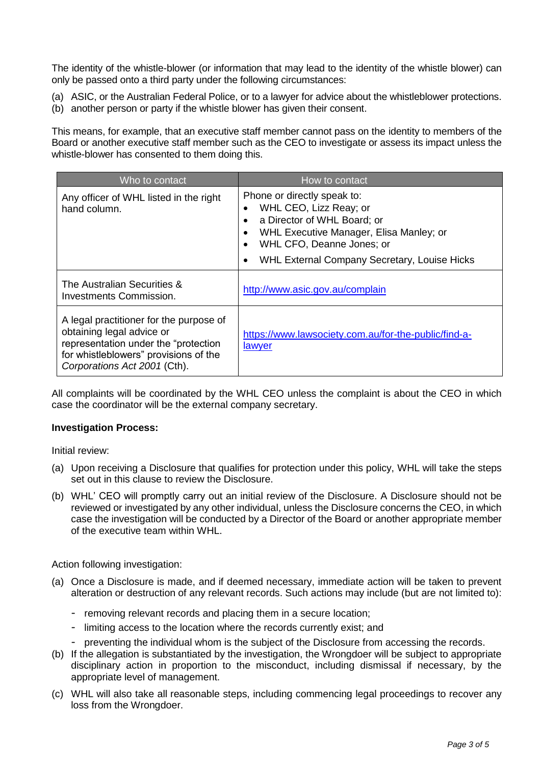The identity of the whistle-blower (or information that may lead to the identity of the whistle blower) can only be passed onto a third party under the following circumstances:

(a) ASIC, or the Australian Federal Police, or to a lawyer for advice about the whistleblower protections.
(b) another person or party if the whistle blower has given their consent.

This means, for example, that an executive staff member cannot pass on the identity to members of the Board or another executive staff member such as the CEO to investigate or assess its impact unless the whistle-blower has consented to them doing this.

| Who to contact | How to contact |
| --- | --- |
| Any officer of WHL listed in the right hand column. | Phone or directly speak to:<br>• WHL CEO, Lizz Reay; or<br>• a Director of WHL Board; or<br>• WHL Executive Manager, Elisa Manley; or<br>• WHL CFO, Deanne Jones; or<br>• WHL External Company Secretary, Louise Hicks |
| The Australian Securities & Investments Commission. | http://www.asic.gov.au/complain |
| A legal practitioner for the purpose of obtaining legal advice or representation under the "protection for whistleblowers" provisions of the *Corporations Act 2001* (Cth). | https://www.lawsociety.com.au/for-the-public/find-a-lawyer |

All complaints will be coordinated by the WHL CEO unless the complaint is about the CEO in which case the coordinator will be the external company secretary.

**Investigation Process:**

Initial review:

(a) Upon receiving a Disclosure that qualifies for protection under this policy, WHL will take the steps set out in this clause to review the Disclosure.
(b) WHL' CEO will promptly carry out an initial review of the Disclosure. A Disclosure should not be reviewed or investigated by any other individual, unless the Disclosure concerns the CEO, in which case the investigation will be conducted by a Director of the Board or another appropriate member of the executive team within WHL.

Action following investigation:

(a) Once a Disclosure is made, and if deemed necessary, immediate action will be taken to prevent alteration or destruction of any relevant records. Such actions may include (but are not limited to):
   - removing relevant records and placing them in a secure location;
   - limiting access to the location where the records currently exist; and
   - preventing the individual whom is the subject of the Disclosure from accessing the records.
(b) If the allegation is substantiated by the investigation, the Wrongdoer will be subject to appropriate disciplinary action in proportion to the misconduct, including dismissal if necessary, by the appropriate level of management.
(c) WHL will also take all reasonable steps, including commencing legal proceedings to recover any loss from the Wrongdoer.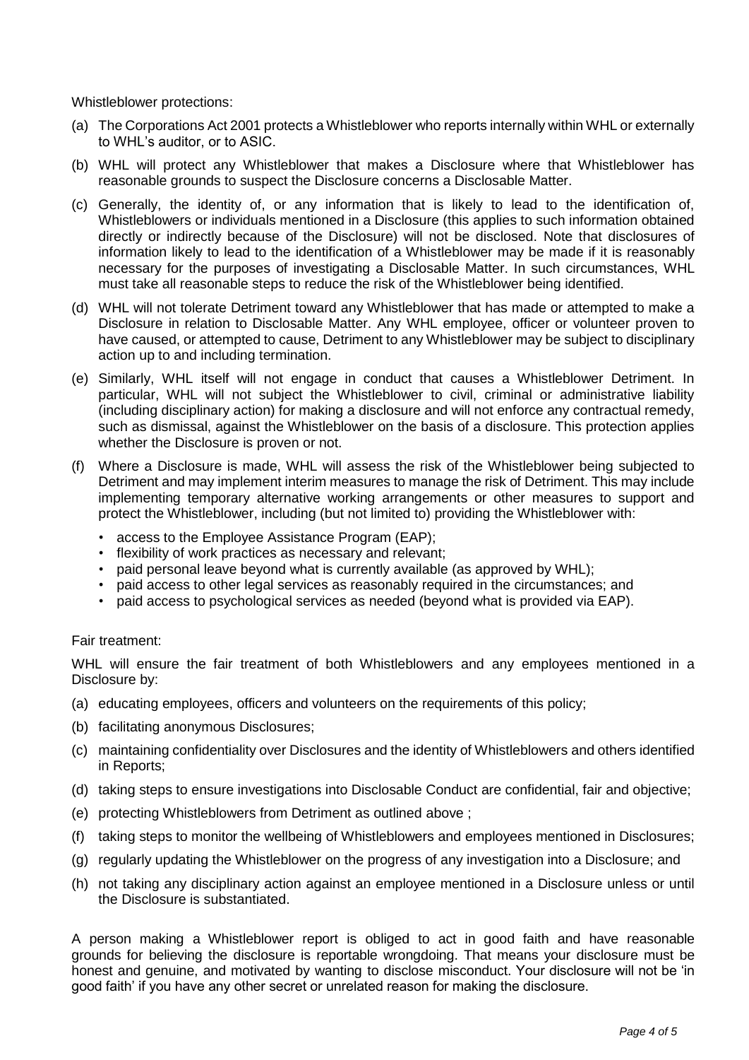Whistleblower protections:

(a) The Corporations Act 2001 protects a Whistleblower who reports internally within WHL or externally to WHL's auditor, or to ASIC.

(b) WHL will protect any Whistleblower that makes a Disclosure where that Whistleblower has reasonable grounds to suspect the Disclosure concerns a Disclosable Matter.

(c) Generally, the identity of, or any information that is likely to lead to the identification of, Whistleblowers or individuals mentioned in a Disclosure (this applies to such information obtained directly or indirectly because of the Disclosure) will not be disclosed. Note that disclosures of information likely to lead to the identification of a Whistleblower may be made if it is reasonably necessary for the purposes of investigating a Disclosable Matter. In such circumstances, WHL must take all reasonable steps to reduce the risk of the Whistleblower being identified.

(d) WHL will not tolerate Detriment toward any Whistleblower that has made or attempted to make a Disclosure in relation to Disclosable Matter. Any WHL employee, officer or volunteer proven to have caused, or attempted to cause, Detriment to any Whistleblower may be subject to disciplinary action up to and including termination.

(e) Similarly, WHL itself will not engage in conduct that causes a Whistleblower Detriment. In particular, WHL will not subject the Whistleblower to civil, criminal or administrative liability (including disciplinary action) for making a disclosure and will not enforce any contractual remedy, such as dismissal, against the Whistleblower on the basis of a disclosure. This protection applies whether the Disclosure is proven or not.

(f) Where a Disclosure is made, WHL will assess the risk of the Whistleblower being subjected to Detriment and may implement interim measures to manage the risk of Detriment. This may include implementing temporary alternative working arrangements or other measures to support and protect the Whistleblower, including (but not limited to) providing the Whistleblower with:

  - access to the Employee Assistance Program (EAP);
  - flexibility of work practices as necessary and relevant;
  - paid personal leave beyond what is currently available (as approved by WHL);
  - paid access to other legal services as reasonably required in the circumstances; and
  - paid access to psychological services as needed (beyond what is provided via EAP).

Fair treatment:

WHL will ensure the fair treatment of both Whistleblowers and any employees mentioned in a Disclosure by:

(a) educating employees, officers and volunteers on the requirements of this policy;

(b) facilitating anonymous Disclosures;

(c) maintaining confidentiality over Disclosures and the identity of Whistleblowers and others identified in Reports;

(d) taking steps to ensure investigations into Disclosable Conduct are confidential, fair and objective;

(e) protecting Whistleblowers from Detriment as outlined above ;

(f) taking steps to monitor the wellbeing of Whistleblowers and employees mentioned in Disclosures;

(g) regularly updating the Whistleblower on the progress of any investigation into a Disclosure; and

(h) not taking any disciplinary action against an employee mentioned in a Disclosure unless or until the Disclosure is substantiated.

A person making a Whistleblower report is obliged to act in good faith and have reasonable grounds for believing the disclosure is reportable wrongdoing. That means your disclosure must be honest and genuine, and motivated by wanting to disclose misconduct. Your disclosure will not be 'in good faith' if you have any other secret or unrelated reason for making the disclosure.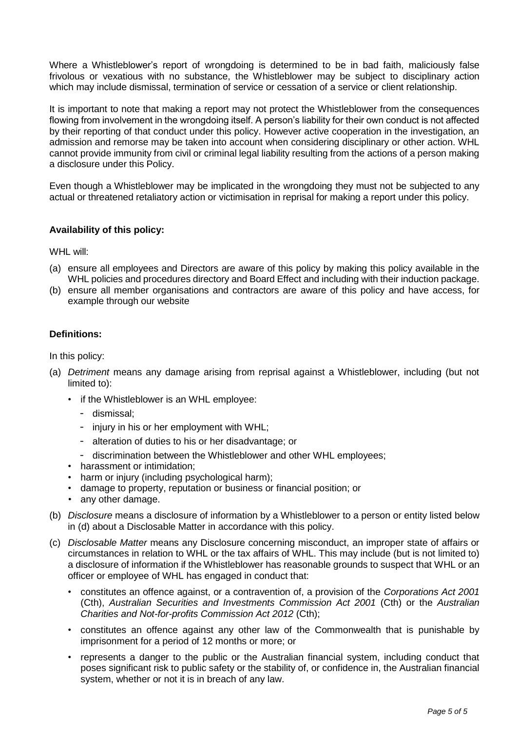Where a Whistleblower's report of wrongdoing is determined to be in bad faith, maliciously false frivolous or vexatious with no substance, the Whistleblower may be subject to disciplinary action which may include dismissal, termination of service or cessation of a service or client relationship.

It is important to note that making a report may not protect the Whistleblower from the consequences flowing from involvement in the wrongdoing itself. A person's liability for their own conduct is not affected by their reporting of that conduct under this policy. However active cooperation in the investigation, an admission and remorse may be taken into account when considering disciplinary or other action. WHL cannot provide immunity from civil or criminal legal liability resulting from the actions of a person making a disclosure under this Policy.

Even though a Whistleblower may be implicated in the wrongdoing they must not be subjected to any actual or threatened retaliatory action or victimisation in reprisal for making a report under this policy.

**Availability of this policy:**

WHL will:

(a) ensure all employees and Directors are aware of this policy by making this policy available in the WHL policies and procedures directory and Board Effect and including with their induction package.

(b) ensure all member organisations and contractors are aware of this policy and have access, for example through our website

**Definitions:**

In this policy:

(a) *Detriment* means any damage arising from reprisal against a Whistleblower, including (but not limited to):
   - if the Whistleblower is an WHL employee:
     - dismissal;
     - injury in his or her employment with WHL;
     - alteration of duties to his or her disadvantage; or
     - discrimination between the Whistleblower and other WHL employees;
   - harassment or intimidation;
   - harm or injury (including psychological harm);
   - damage to property, reputation or business or financial position; or
   - any other damage.

(b) *Disclosure* means a disclosure of information by a Whistleblower to a person or entity listed below in (d) about a Disclosable Matter in accordance with this policy.

(c) *Disclosable Matter* means any Disclosure concerning misconduct, an improper state of affairs or circumstances in relation to WHL or the tax affairs of WHL. This may include (but is not limited to) a disclosure of information if the Whistleblower has reasonable grounds to suspect that WHL or an officer or employee of WHL has engaged in conduct that:
   - constitutes an offence against, or a contravention of, a provision of the *Corporations Act 2001* (Cth), *Australian Securities and Investments Commission Act 2001* (Cth) or the *Australian Charities and Not-for-profits Commission Act 2012* (Cth);
   - constitutes an offence against any other law of the Commonwealth that is punishable by imprisonment for a period of 12 months or more; or
   - represents a danger to the public or the Australian financial system, including conduct that poses significant risk to public safety or the stability of, or confidence in, the Australian financial system, whether or not it is in breach of any law.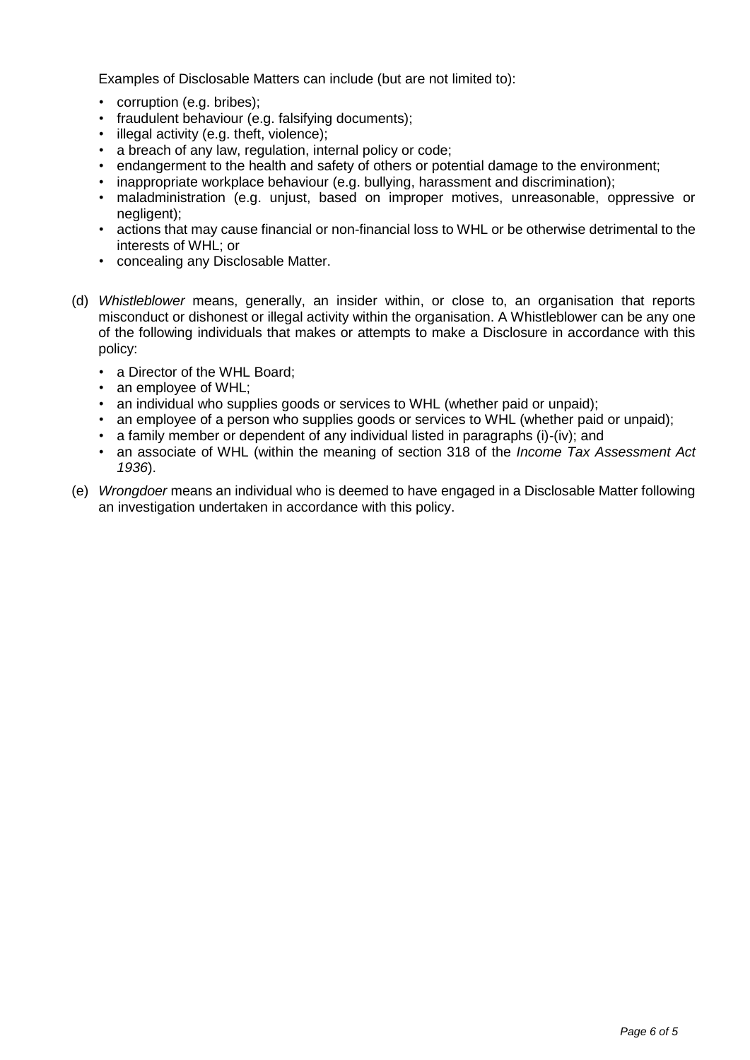Examples of Disclosable Matters can include (but are not limited to):

- corruption (e.g. bribes);
- fraudulent behaviour (e.g. falsifying documents);
- illegal activity (e.g. theft, violence);
- a breach of any law, regulation, internal policy or code;
- endangerment to the health and safety of others or potential damage to the environment;
- inappropriate workplace behaviour (e.g. bullying, harassment and discrimination);
- maladministration (e.g. unjust, based on improper motives, unreasonable, oppressive or negligent);
- actions that may cause financial or non-financial loss to WHL or be otherwise detrimental to the interests of WHL; or
- concealing any Disclosable Matter.

(d) *Whistleblower* means, generally, an insider within, or close to, an organisation that reports misconduct or dishonest or illegal activity within the organisation. A Whistleblower can be any one of the following individuals that makes or attempts to make a Disclosure in accordance with this policy:

- a Director of the WHL Board;
- an employee of WHL;
- an individual who supplies goods or services to WHL (whether paid or unpaid);
- an employee of a person who supplies goods or services to WHL (whether paid or unpaid);
- a family member or dependent of any individual listed in paragraphs (i)-(iv); and
- an associate of WHL (within the meaning of section 318 of the *Income Tax Assessment Act 1936*).

(e) *Wrongdoer* means an individual who is deemed to have engaged in a Disclosable Matter following an investigation undertaken in accordance with this policy.